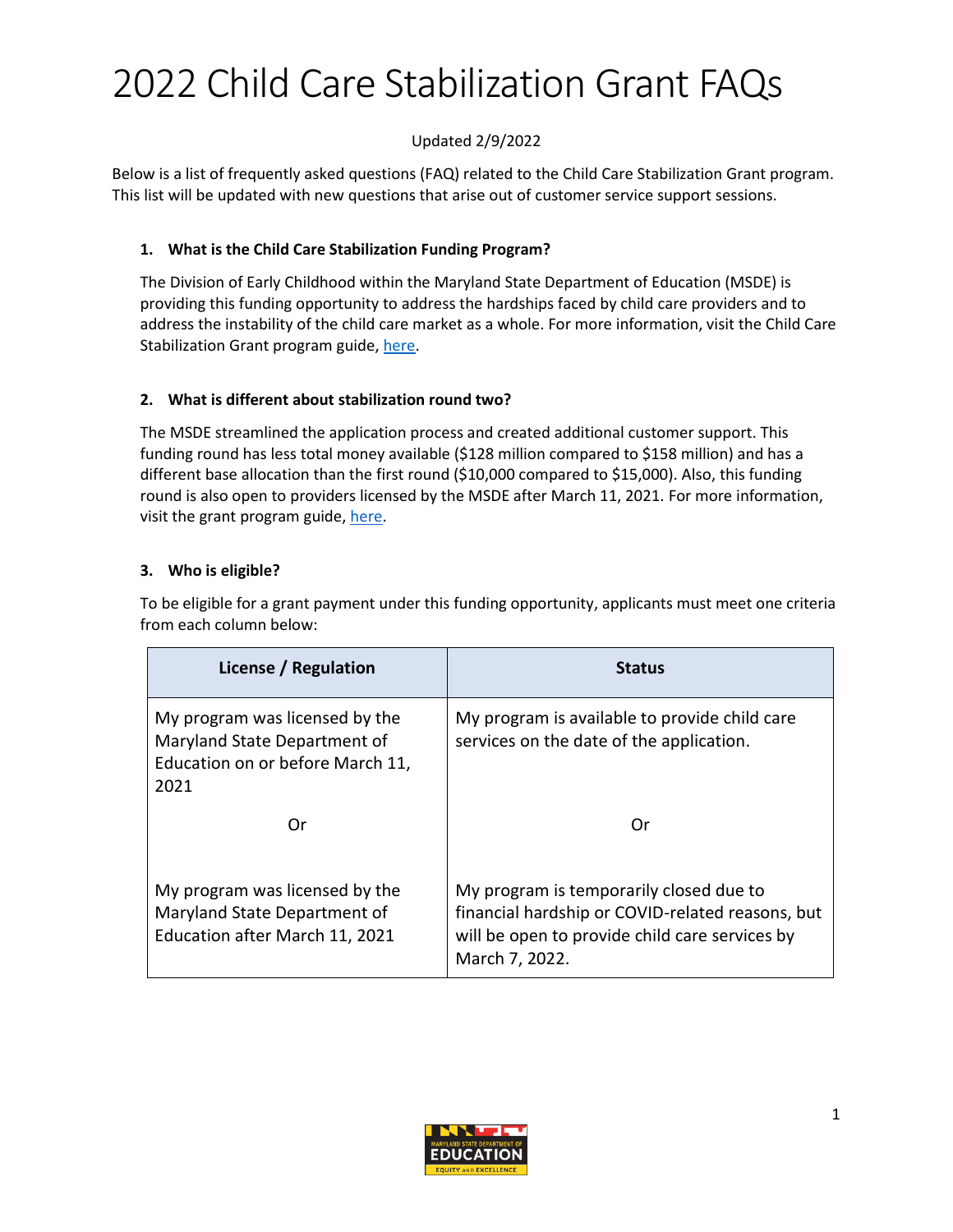# 2022 Child Care Stabilization Grant FAQs

Updated 2/9/2022

Below is a list of frequently asked questions (FAQ) related to the Child Care Stabilization Grant program. This list will be updated with new questions that arise out of customer service support sessions.

### 1. What is the Child Care Stabilization Funding Program?

The Division of Early Childhood within the Maryland State Department of Education (MSDE) is providing this funding opportunity to address the hardships faced by child care providers and to address the instability of the child care market as a whole. For more information, visit the Child Care Stabilization Grant program guide, here.

### 2. What is different about stabilization round two?

The MSDE streamlined the application process and created additional customer support. This funding round has less total money available ($128 million compared to $158 million) and has a different base allocation than the first round ($10,000 compared to $15,000). Also, this funding round is also open to providers licensed by the MSDE after March 11, 2021. For more information, visit the grant program guide, here.

### 3. Who is eligible?

To be eligible for a grant payment under this funding opportunity, applicants must meet one criteria from each column below:

| License / Regulation | Status |
|---|---|
| My program was licensed by the Maryland State Department of Education on or before March 11, 2021 | My program is available to provide child care services on the date of the application. |
| Or | Or |
| My program was licensed by the Maryland State Department of Education after March 11, 2021 | My program is temporarily closed due to financial hardship or COVID-related reasons, but will be open to provide child care services by March 7, 2022. |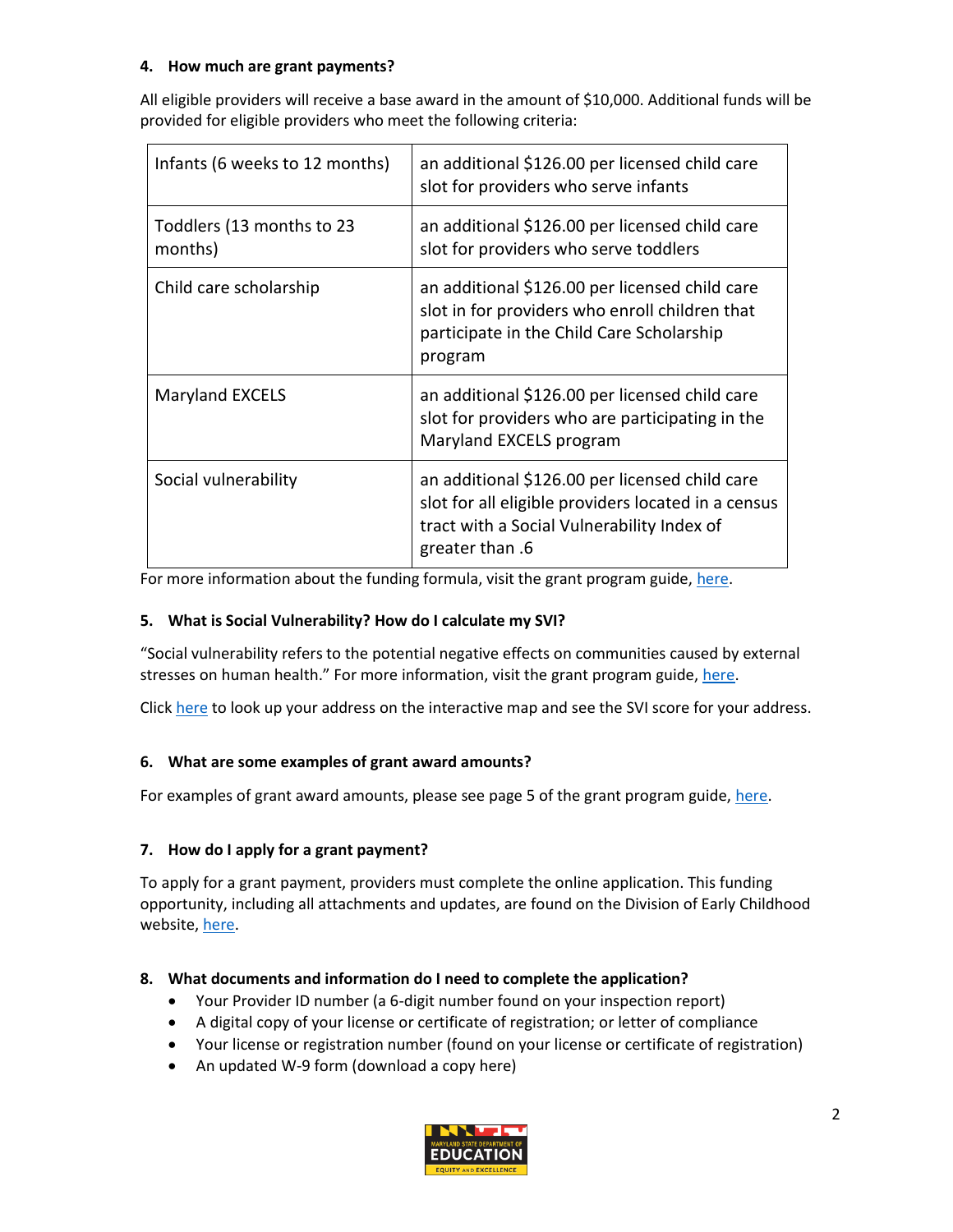**4. How much are grant payments?**

All eligible providers will receive a base award in the amount of $10,000. Additional funds will be provided for eligible providers who meet the following criteria:

| | |
|---|---|
| Infants (6 weeks to 12 months) | an additional $126.00 per licensed child care slot for providers who serve infants |
| Toddlers (13 months to 23 months) | an additional $126.00 per licensed child care slot for providers who serve toddlers |
| Child care scholarship | an additional $126.00 per licensed child care slot in for providers who enroll children that participate in the Child Care Scholarship program |
| Maryland EXCELS | an additional $126.00 per licensed child care slot for providers who are participating in the Maryland EXCELS program |
| Social vulnerability | an additional $126.00 per licensed child care slot for all eligible providers located in a census tract with a Social Vulnerability Index of greater than .6 |

For more information about the funding formula, visit the grant program guide, here.

**5. What is Social Vulnerability? How do I calculate my SVI?**

"Social vulnerability refers to the potential negative effects on communities caused by external stresses on human health." For more information, visit the grant program guide, here.

Click here to look up your address on the interactive map and see the SVI score for your address.

**6. What are some examples of grant award amounts?**

For examples of grant award amounts, please see page 5 of the grant program guide, here.

**7. How do I apply for a grant payment?**

To apply for a grant payment, providers must complete the online application. This funding opportunity, including all attachments and updates, are found on the Division of Early Childhood website, here.

**8. What documents and information do I need to complete the application?**

- Your Provider ID number (a 6-digit number found on your inspection report)
- A digital copy of your license or certificate of registration; or letter of compliance
- Your license or registration number (found on your license or certificate of registration)
- An updated W-9 form (download a copy here)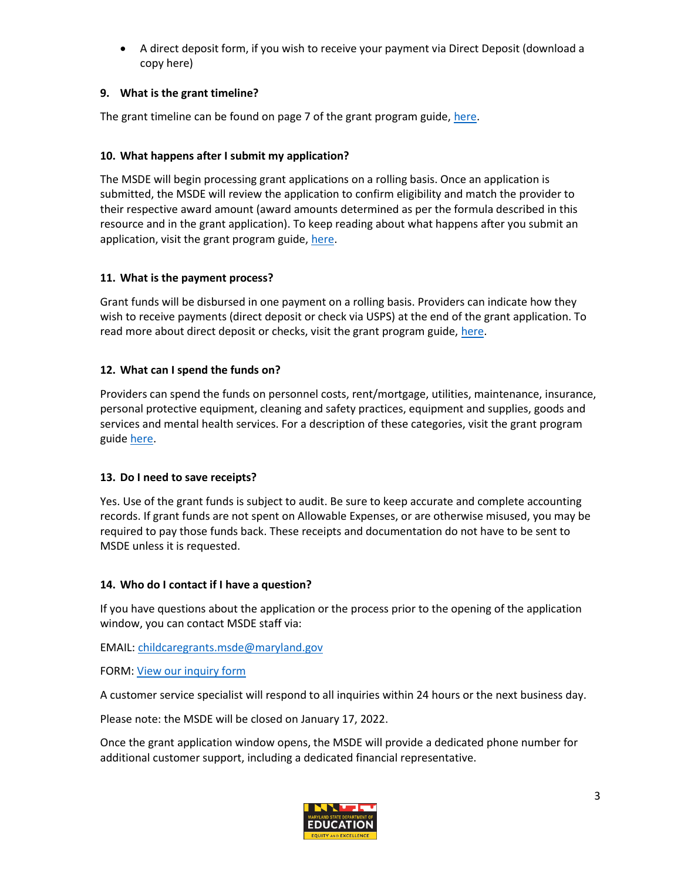- A direct deposit form, if you wish to receive your payment via Direct Deposit (download a copy here)

**9. What is the grant timeline?**

The grant timeline can be found on page 7 of the grant program guide, here.

**10. What happens after I submit my application?**

The MSDE will begin processing grant applications on a rolling basis. Once an application is submitted, the MSDE will review the application to confirm eligibility and match the provider to their respective award amount (award amounts determined as per the formula described in this resource and in the grant application). To keep reading about what happens after you submit an application, visit the grant program guide, here.

**11. What is the payment process?**

Grant funds will be disbursed in one payment on a rolling basis. Providers can indicate how they wish to receive payments (direct deposit or check via USPS) at the end of the grant application. To read more about direct deposit or checks, visit the grant program guide, here.

**12. What can I spend the funds on?**

Providers can spend the funds on personnel costs, rent/mortgage, utilities, maintenance, insurance, personal protective equipment, cleaning and safety practices, equipment and supplies, goods and services and mental health services. For a description of these categories, visit the grant program guide here.

**13. Do I need to save receipts?**

Yes. Use of the grant funds is subject to audit. Be sure to keep accurate and complete accounting records. If grant funds are not spent on Allowable Expenses, or are otherwise misused, you may be required to pay those funds back. These receipts and documentation do not have to be sent to MSDE unless it is requested.

**14. Who do I contact if I have a question?**

If you have questions about the application or the process prior to the opening of the application window, you can contact MSDE staff via:

EMAIL: childcaregrants.msde@maryland.gov

FORM: View our inquiry form

A customer service specialist will respond to all inquiries within 24 hours or the next business day.

Please note: the MSDE will be closed on January 17, 2022.

Once the grant application window opens, the MSDE will provide a dedicated phone number for additional customer support, including a dedicated financial representative.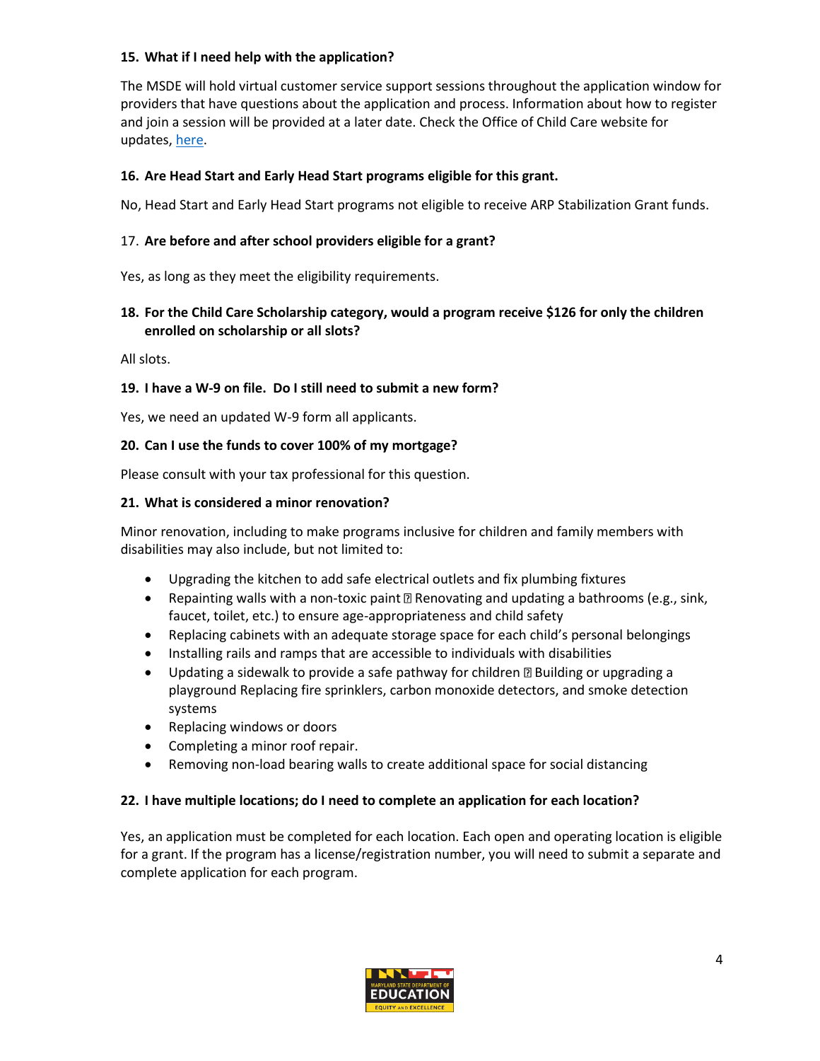**15. What if I need help with the application?**

The MSDE will hold virtual customer service support sessions throughout the application window for providers that have questions about the application and process. Information about how to register and join a session will be provided at a later date. Check the Office of Child Care website for updates, here.

**16. Are Head Start and Early Head Start programs eligible for this grant.**

No, Head Start and Early Head Start programs not eligible to receive ARP Stabilization Grant funds.

17. **Are before and after school providers eligible for a grant?**

Yes, as long as they meet the eligibility requirements.

**18. For the Child Care Scholarship category, would a program receive $126 for only the children enrolled on scholarship or all slots?**

All slots.

**19. I have a W-9 on file. Do I still need to submit a new form?**

Yes, we need an updated W-9 form all applicants.

**20. Can I use the funds to cover 100% of my mortgage?**

Please consult with your tax professional for this question.

**21. What is considered a minor renovation?**

Minor renovation, including to make programs inclusive for children and family members with disabilities may also include, but not limited to:

- Upgrading the kitchen to add safe electrical outlets and fix plumbing fixtures
- Repainting walls with a non-toxic paint  Renovating and updating a bathrooms (e.g., sink, faucet, toilet, etc.) to ensure age-appropriateness and child safety
- Replacing cabinets with an adequate storage space for each child's personal belongings
- Installing rails and ramps that are accessible to individuals with disabilities
- Updating a sidewalk to provide a safe pathway for children  Building or upgrading a playground Replacing fire sprinklers, carbon monoxide detectors, and smoke detection systems
- Replacing windows or doors
- Completing a minor roof repair.
- Removing non-load bearing walls to create additional space for social distancing

**22. I have multiple locations; do I need to complete an application for each location?**

Yes, an application must be completed for each location. Each open and operating location is eligible for a grant. If the program has a license/registration number, you will need to submit a separate and complete application for each program.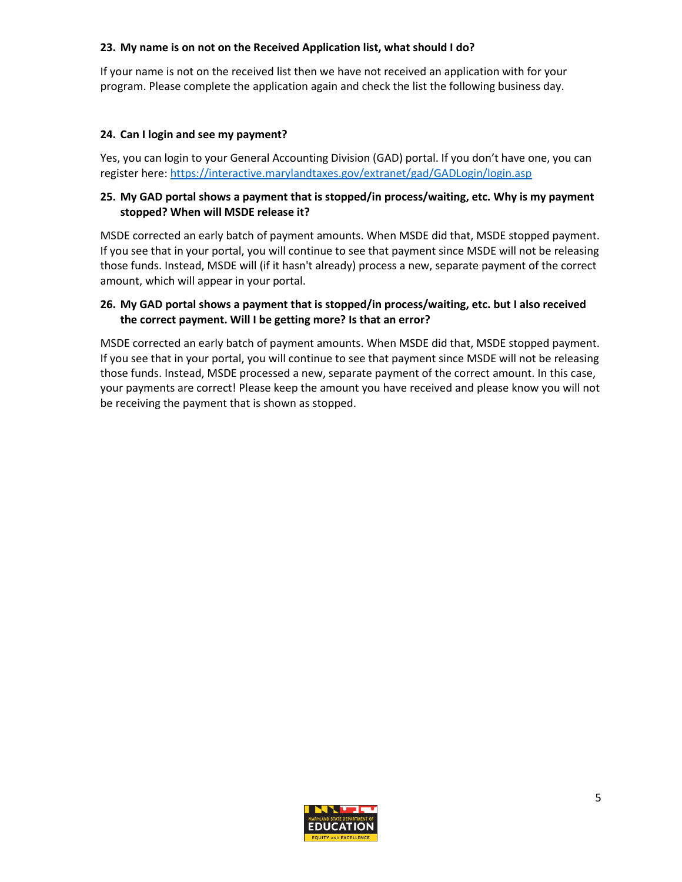**23. My name is on not on the Received Application list, what should I do?**

If your name is not on the received list then we have not received an application with for your program. Please complete the application again and check the list the following business day.

**24. Can I login and see my payment?**

Yes, you can login to your General Accounting Division (GAD) portal. If you don't have one, you can register here: https://interactive.marylandtaxes.gov/extranet/gad/GADLogin/login.asp

**25. My GAD portal shows a payment that is stopped/in process/waiting, etc. Why is my payment stopped? When will MSDE release it?**

MSDE corrected an early batch of payment amounts. When MSDE did that, MSDE stopped payment. If you see that in your portal, you will continue to see that payment since MSDE will not be releasing those funds. Instead, MSDE will (if it hasn't already) process a new, separate payment of the correct amount, which will appear in your portal.

**26. My GAD portal shows a payment that is stopped/in process/waiting, etc. but I also received the correct payment. Will I be getting more? Is that an error?**

MSDE corrected an early batch of payment amounts. When MSDE did that, MSDE stopped payment. If you see that in your portal, you will continue to see that payment since MSDE will not be releasing those funds. Instead, MSDE processed a new, separate payment of the correct amount. In this case, your payments are correct! Please keep the amount you have received and please know you will not be receiving the payment that is shown as stopped.